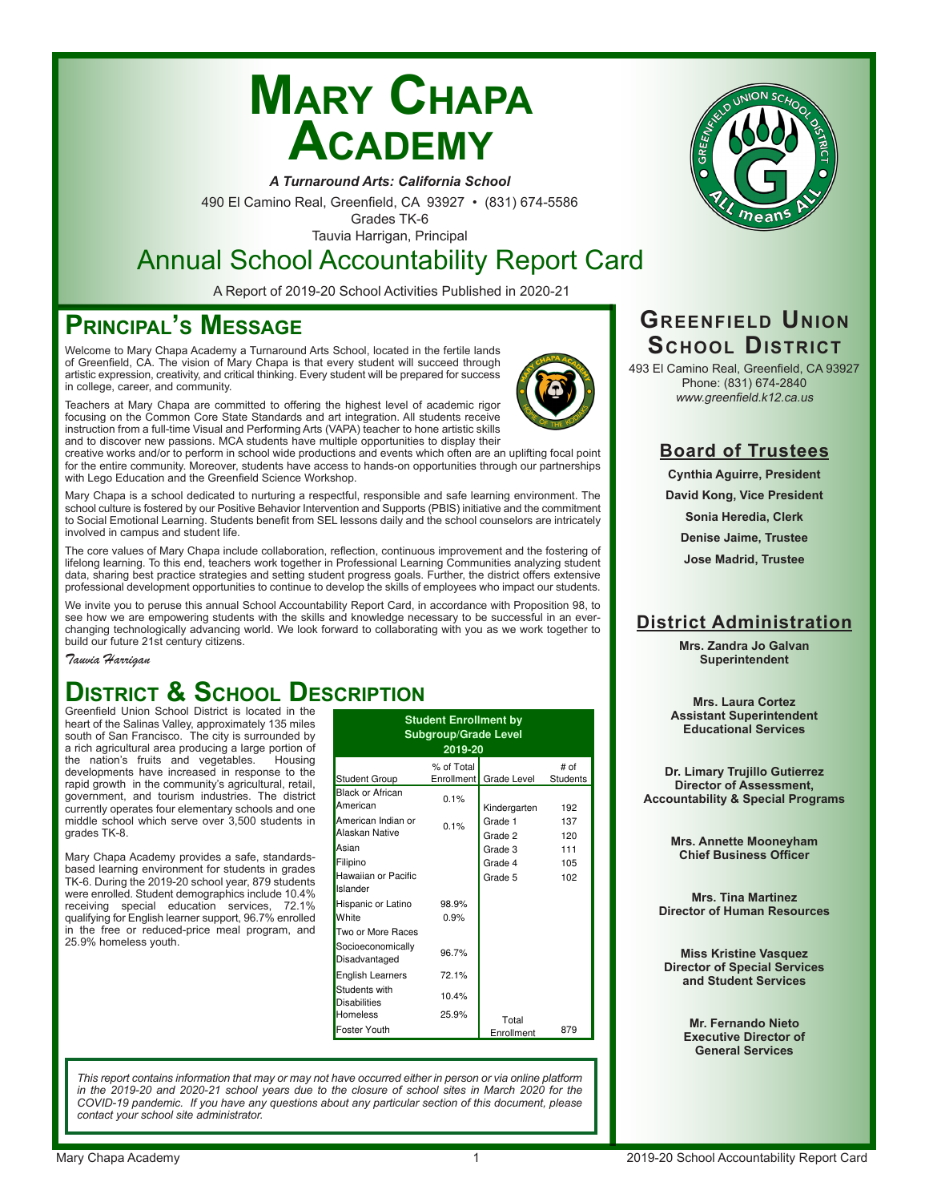# Mary Chapa Academy

***A Turnaround Arts: California School***

490 El Camino Real, Greenfield, CA 93927 • (831) 674-5586

Grades TK-6

Tauvia Harrigan, Principal

## Annual School Accountability Report Card

A Report of 2019-20 School Activities Published in 2020-21

## Principal's Message

Welcome to Mary Chapa Academy a Turnaround Arts School, located in the fertile lands of Greenfield, CA. The vision of Mary Chapa is that every student will succeed through artistic expression, creativity, and critical thinking. Every student will be prepared for success in college, career, and community.

Teachers at Mary Chapa are committed to offering the highest level of academic rigor focusing on the Common Core State Standards and art integration. All students receive instruction from a full-time Visual and Performing Arts (VAPA) teacher to hone artistic skills and to discover new passions. MCA students have multiple opportunities to display their creative works and/or to perform in school wide productions and events which often are an uplifting focal point for the entire community. Moreover, students have access to hands-on opportunities through our partnerships with Lego Education and the Greenfield Science Workshop.

Mary Chapa is a school dedicated to nurturing a respectful, responsible and safe learning environment. The school culture is fostered by our Positive Behavior Intervention and Supports (PBIS) initiative and the commitment to Social Emotional Learning. Students benefit from SEL lessons daily and the school counselors are intricately involved in campus and student life.

The core values of Mary Chapa include collaboration, reflection, continuous improvement and the fostering of lifelong learning. To this end, teachers work together in Professional Learning Communities analyzing student data, sharing best practice strategies and setting student progress goals. Further, the district offers extensive professional development opportunities to continue to develop the skills of employees who impact our students.

We invite you to peruse this annual School Accountability Report Card, in accordance with Proposition 98, to see how we are empowering students with the skills and knowledge necessary to be successful in an ever-changing technologically advancing world. We look forward to collaborating with you as we work together to build our future 21st century citizens.

*Tauvia Harrigan*

## District & School Description

Greenfield Union School District is located in the heart of the Salinas Valley, approximately 135 miles south of San Francisco. The city is surrounded by a rich agricultural area producing a large portion of the nation's fruits and vegetables. Housing developments have increased in response to the rapid growth in the community's agricultural, retail, government, and tourism industries. The district currently operates four elementary schools and one middle school which serve over 3,500 students in grades TK-8.

Mary Chapa Academy provides a safe, standards-based learning environment for students in grades TK-6. During the 2019-20 school year, 879 students were enrolled. Student demographics include 10.4% receiving special education services, 72.1% qualifying for English learner support, 96.7% enrolled in the free or reduced-price meal program, and 25.9% homeless youth.

**Student Enrollment by Subgroup/Grade Level 2019-20**

| Student Group | % of Total Enrollment | Grade Level | # of Students |
|---|---|---|---|
| Black or African American | 0.1% | Kindergarten | 192 |
| American Indian or Alaskan Native | 0.1% | Grade 1 | 137 |
| Asian | | Grade 2 | 120 |
| Filipino | | Grade 3 | 111 |
| Hawaiian or Pacific Islander | | Grade 4 | 105 |
| Hispanic or Latino | 98.9% | Grade 5 | 102 |
| White | 0.9% | | |
| Two or More Races | | | |
| Socioeconomically Disadvantaged | 96.7% | | |
| English Learners | 72.1% | | |
| Students with Disabilities | 10.4% | | |
| Homeless | 25.9% | | |
| Foster Youth | | Total Enrollment | 879 |

*This report contains information that may or may not have occurred either in person or via online platform in the 2019-20 and 2020-21 school years due to the closure of school sites in March 2020 for the COVID-19 pandemic. If you have any questions about any particular section of this document, please contact your school site administrator.*

## Greenfield Union School District

493 El Camino Real, Greenfield, CA 93927
Phone: (831) 674-2840
*www.greenfield.k12.ca.us*

### Board of Trustees

**Cynthia Aguirre, President**

**David Kong, Vice President**

**Sonia Heredia, Clerk**

**Denise Jaime, Trustee**

**Jose Madrid, Trustee**

### District Administration

**Mrs. Zandra Jo Galvan**
**Superintendent**

**Mrs. Laura Cortez**
**Assistant Superintendent Educational Services**

**Dr. Limary Trujillo Gutierrez**
**Director of Assessment, Accountability & Special Programs**

**Mrs. Annette Mooneyham**
**Chief Business Officer**

**Mrs. Tina Martinez**
**Director of Human Resources**

**Miss Kristine Vasquez**
**Director of Special Services and Student Services**

**Mr. Fernando Nieto**
**Executive Director of General Services**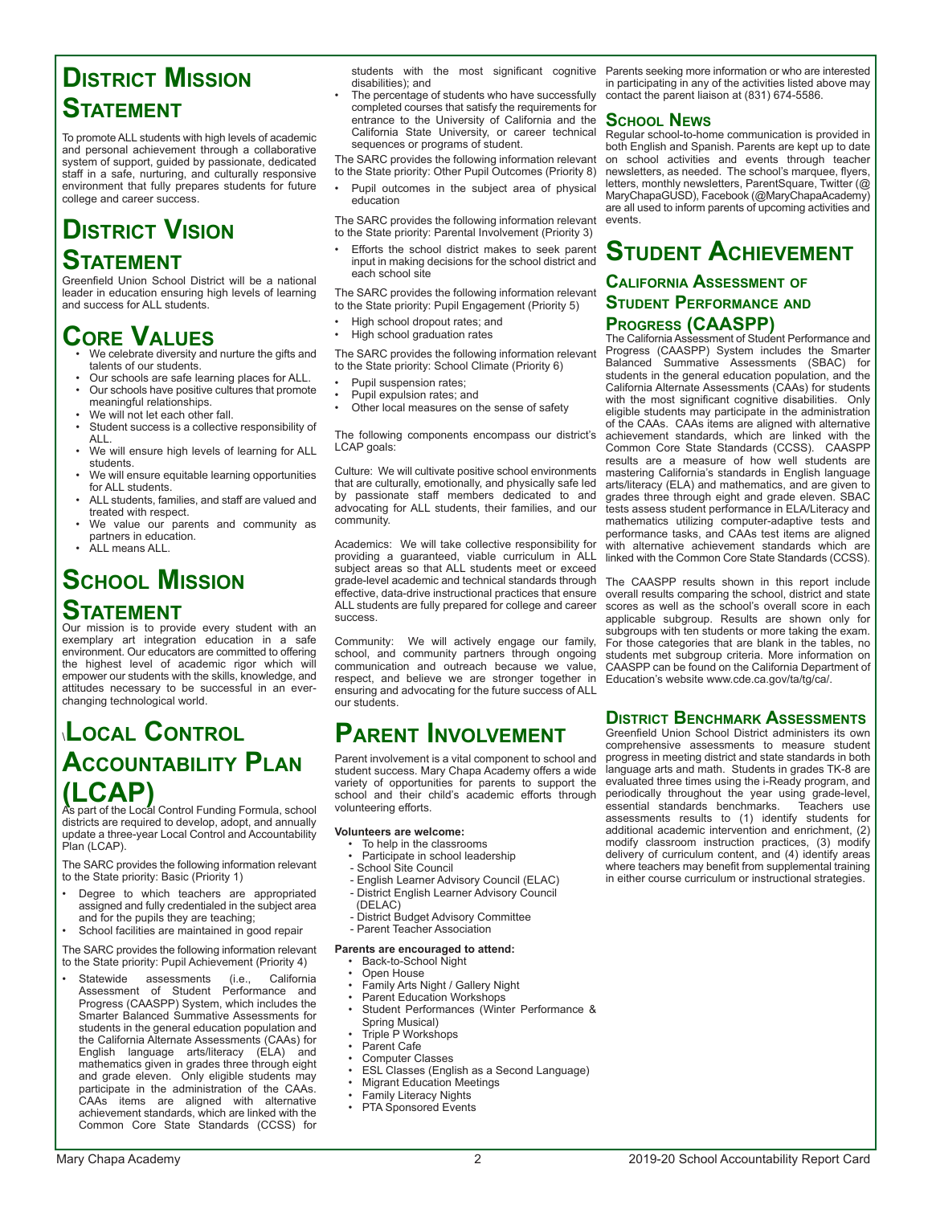## District Mission Statement

To promote ALL students with high levels of academic and personal achievement through a collaborative system of support, guided by passionate, dedicated staff in a safe, nurturing, and culturally responsive environment that fully prepares students for future college and career success.

## District Vision Statement

Greenfield Union School District will be a national leader in education ensuring high levels of learning and success for ALL students.

## Core Values

- We celebrate diversity and nurture the gifts and talents of our students.
- Our schools are safe learning places for ALL.
- Our schools have positive cultures that promote meaningful relationships.
- We will not let each other fall.
- Student success is a collective responsibility of ALL.
- We will ensure high levels of learning for ALL students.
- We will ensure equitable learning opportunities for ALL students.
- ALL students, families, and staff are valued and treated with respect.
- We value our parents and community as partners in education.
- ALL means ALL.

## School Mission Statement

Our mission is to provide every student with an exemplary art integration education in a safe environment. Our educators are committed to offering the highest level of academic rigor which will empower our students with the skills, knowledge, and attitudes necessary to be successful in an ever-changing technological world.

## \Local Control Accountability Plan (LCAP)

As part of the Local Control Funding Formula, school districts are required to develop, adopt, and annually update a three-year Local Control and Accountability Plan (LCAP).

The SARC provides the following information relevant to the State priority: Basic (Priority 1)

- Degree to which teachers are appropriated assigned and fully credentialed in the subject area and for the pupils they are teaching;
- School facilities are maintained in good repair

The SARC provides the following information relevant to the State priority: Pupil Achievement (Priority 4)

- Statewide assessments (i.e., California Assessment of Student Performance and Progress (CAASPP) System, which includes the Smarter Balanced Summative Assessments for students in the general education population and the California Alternate Assessments (CAAs) for English language arts/literacy (ELA) and mathematics given in grades three through eight and grade eleven. Only eligible students may participate in the administration of the CAAs. CAAs items are aligned with alternative achievement standards, which are linked with the Common Core State Standards (CCSS) for students with the most significant cognitive disabilities); and
- The percentage of students who have successfully completed courses that satisfy the requirements for entrance to the University of California and the California State University, or career technical sequences or programs of student.

The SARC provides the following information relevant to the State priority: Other Pupil Outcomes (Priority 8)

- Pupil outcomes in the subject area of physical education

The SARC provides the following information relevant to the State priority: Parental Involvement (Priority 3)

- Efforts the school district makes to seek parent input in making decisions for the school district and each school site

The SARC provides the following information relevant to the State priority: Pupil Engagement (Priority 5)

- High school dropout rates; and
- High school graduation rates

The SARC provides the following information relevant to the State priority: School Climate (Priority 6)

- Pupil suspension rates;
- Pupil expulsion rates; and
- Other local measures on the sense of safety

The following components encompass our district's LCAP goals:

Culture: We will cultivate positive school environments that are culturally, emotionally, and physically safe led by passionate staff members dedicated to and advocating for ALL students, their families, and our community.

Academics: We will take collective responsibility for providing a guaranteed, viable curriculum in ALL subject areas so that ALL students meet or exceed grade-level academic and technical standards through effective, data-drive instructional practices that ensure ALL students are fully prepared for college and career success.

Community: We will actively engage our family, school, and community partners through ongoing communication and outreach because we value, respect, and believe we are stronger together in ensuring and advocating for the future success of ALL our students.

## Parent Involvement

Parent involvement is a vital component to school and student success. Mary Chapa Academy offers a wide variety of opportunities for parents to support the school and their child's academic efforts through volunteering efforts.

**Volunteers are welcome:**

- To help in the classrooms
- Participate in school leadership
  - School Site Council
  - English Learner Advisory Council (ELAC)
  - District English Learner Advisory Council (DELAC)
  - District Budget Advisory Committee
  - Parent Teacher Association

**Parents are encouraged to attend:**

- Back-to-School Night
- Open House
- Family Arts Night / Gallery Night
- Parent Education Workshops
- Student Performances (Winter Performance & Spring Musical)
- Triple P Workshops
- Parent Cafe
- Computer Classes
- ESL Classes (English as a Second Language)
- Migrant Education Meetings
- Family Literacy Nights
- PTA Sponsored Events

Parents seeking more information or who are interested in participating in any of the activities listed above may contact the parent liaison at (831) 674-5586.

### School News

Regular school-to-home communication is provided in both English and Spanish. Parents are kept up to date on school activities and events through teacher newsletters, as needed. The school's marquee, flyers, letters, monthly newsletters, ParentSquare, Twitter (@MaryChapaGUSD), Facebook (@MaryChapaAcademy) are all used to inform parents of upcoming activities and events.

## Student Achievement

### California Assessment of Student Performance and Progress (CAASPP)

The California Assessment of Student Performance and Progress (CAASPP) System includes the Smarter Balanced Summative Assessments (SBAC) for students in the general education population, and the California Alternate Assessments (CAAs) for students with the most significant cognitive disabilities. Only eligible students may participate in the administration of the CAAs. CAAs items are aligned with alternative achievement standards, which are linked with the Common Core State Standards (CCSS). CAASPP results are a measure of how well students are mastering California's standards in English language arts/literacy (ELA) and mathematics, and are given to grades three through eight and grade eleven. SBAC tests assess student performance in ELA/Literacy and mathematics utilizing computer-adaptive tests and performance tasks, and CAAs test items are aligned with alternative achievement standards which are linked with the Common Core State Standards (CCSS).

The CAASPP results shown in this report include overall results comparing the school, district and state scores as well as the school's overall score in each applicable subgroup. Results are shown only for subgroups with ten students or more taking the exam. For those categories that are blank in the tables, no students met subgroup criteria. More information on CAASPP can be found on the California Department of Education's website www.cde.ca.gov/ta/tg/ca/.

### District Benchmark Assessments

Greenfield Union School District administers its own comprehensive assessments to measure student progress in meeting district and state standards in both language arts and math. Students in grades TK-8 are evaluated three times using the i-Ready program, and periodically throughout the year using grade-level, essential standards benchmarks. Teachers use assessments results to (1) identify students for additional academic intervention and enrichment, (2) modify classroom instruction practices, (3) modify delivery of curriculum content, and (4) identify areas where teachers may benefit from supplemental training in either course curriculum or instructional strategies.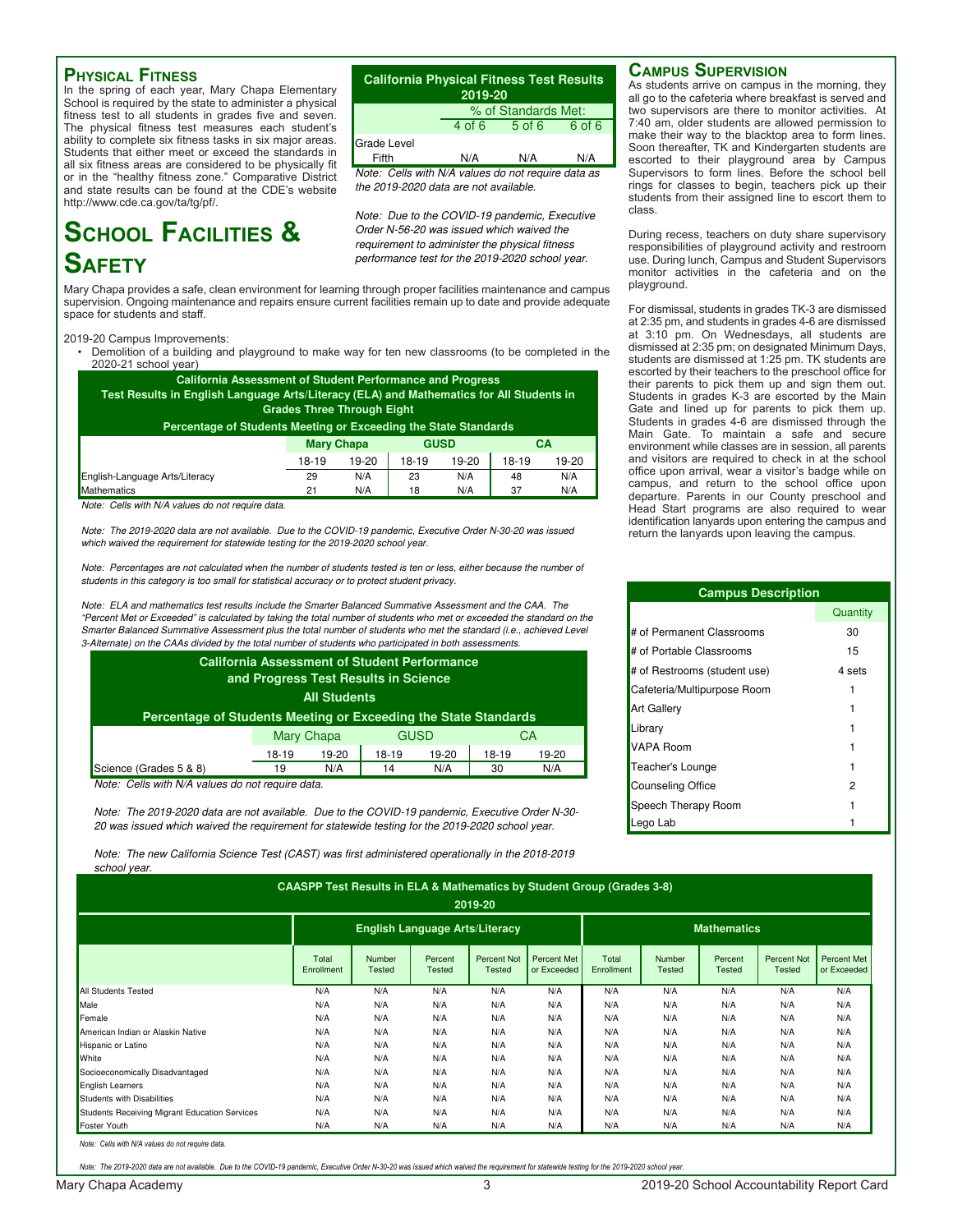## Physical Fitness

In the spring of each year, Mary Chapa Elementary School is required by the state to administer a physical fitness test to all students in grades five and seven. The physical fitness test measures each student's ability to complete six fitness tasks in six major areas. Students that either meet or exceed the standards in all six fitness areas are considered to be physically fit or in the "healthy fitness zone." Comparative District and state results can be found at the CDE's website http://www.cde.ca.gov/ta/tg/pf/.

| California Physical Fitness Test Results 2019-20 | | | |
|---|---|---|---|
| | % of Standards Met: | | |
| | 4 of 6 | 5 of 6 | 6 of 6 |
| Grade Level | | | |
| Fifth | N/A | N/A | N/A |

*Note: Cells with N/A values do not require data as the 2019-2020 data are not available.*

*Note: Due to the COVID-19 pandemic, Executive Order N-56-20 was issued which waived the requirement to administer the physical fitness performance test for the 2019-2020 school year.*

# School Facilities & Safety

Mary Chapa provides a safe, clean environment for learning through proper facilities maintenance and campus supervision. Ongoing maintenance and repairs ensure current facilities remain up to date and provide adequate space for students and staff.

2019-20 Campus Improvements:

- Demolition of a building and playground to make way for ten new classrooms (to be completed in the 2020-21 school year)

**California Assessment of Student Performance and Progress Test Results in English Language Arts/Literacy (ELA) and Mathematics for All Students in Grades Three Through Eight**

**Percentage of Students Meeting or Exceeding the State Standards**

| | Mary Chapa | | GUSD | | CA | |
|---|---|---|---|---|---|---|
| | 18-19 | 19-20 | 18-19 | 19-20 | 18-19 | 19-20 |
| English-Language Arts/Literacy | 29 | N/A | 23 | N/A | 48 | N/A |
| Mathematics | 21 | N/A | 18 | N/A | 37 | N/A |

*Note: Cells with N/A values do not require data.*

*Note: The 2019-2020 data are not available. Due to the COVID-19 pandemic, Executive Order N-30-20 was issued which waived the requirement for statewide testing for the 2019-2020 school year.*

*Note: Percentages are not calculated when the number of students tested is ten or less, either because the number of students in this category is too small for statistical accuracy or to protect student privacy.*

*Note: ELA and mathematics test results include the Smarter Balanced Summative Assessment and the CAA. The "Percent Met or Exceeded" is calculated by taking the total number of students who met or exceeded the standard on the Smarter Balanced Summative Assessment plus the total number of students who met the standard (i.e., achieved Level 3-Alternate) on the CAAs divided by the total number of students who participated in both assessments.*

**California Assessment of Student Performance and Progress Test Results in Science**

**All Students**

**Percentage of Students Meeting or Exceeding the State Standards**

| | Mary Chapa | | GUSD | | CA | |
|---|---|---|---|---|---|---|
| | 18-19 | 19-20 | 18-19 | 19-20 | 18-19 | 19-20 |
| Science (Grades 5 & 8) | 19 | N/A | 14 | N/A | 30 | N/A |

*Note: Cells with N/A values do not require data.*

*Note: The 2019-2020 data are not available. Due to the COVID-19 pandemic, Executive Order N-30-20 was issued which waived the requirement for statewide testing for the 2019-2020 school year.*

*Note: The new California Science Test (CAST) was first administered operationally in the 2018-2019 school year.*

## Campus Supervision

As students arrive on campus in the morning, they all go to the cafeteria where breakfast is served and two supervisors are there to monitor activities. At 7:40 am, older students are allowed permission to make their way to the blacktop area to form lines. Soon thereafter, TK and Kindergarten students are escorted to their playground area by Campus Supervisors to form lines. Before the school bell rings for classes to begin, teachers pick up their students from their assigned line to escort them to class.

During recess, teachers on duty share supervisory responsibilities of playground activity and restroom use. During lunch, Campus and Student Supervisors monitor activities in the cafeteria and on the playground.

For dismissal, students in grades TK-3 are dismissed at 2:35 pm, and students in grades 4-6 are dismissed at 3:10 pm. On Wednesdays, all students are dismissed at 2:35 pm; on designated Minimum Days, students are dismissed at 1:25 pm. TK students are escorted by their teachers to the preschool office for their parents to pick them up and sign them out. Students in grades K-3 are escorted by the Main Gate and lined up for parents to pick them up. Students in grades 4-6 are dismissed through the Main Gate. To maintain a safe and secure environment while classes are in session, all parents and visitors are required to check in at the school office upon arrival, wear a visitor's badge while on campus, and return to the school office upon departure. Parents in our County preschool and Head Start programs are also required to wear identification lanyards upon entering the campus and return the lanyards upon leaving the campus.

| Campus Description | Quantity |
|---|---|
| # of Permanent Classrooms | 30 |
| # of Portable Classrooms | 15 |
| # of Restrooms (student use) | 4 sets |
| Cafeteria/Multipurpose Room | 1 |
| Art Gallery | 1 |
| Library | 1 |
| VAPA Room | 1 |
| Teacher's Lounge | 1 |
| Counseling Office | 2 |
| Speech Therapy Room | 1 |
| Lego Lab | 1 |

**CAASPP Test Results in ELA & Mathematics by Student Group (Grades 3-8) 2019-20**

| | English Language Arts/Literacy | | | | | Mathematics | | | | |
|---|---|---|---|---|---|---|---|---|---|---|
| | Total Enrollment | Number Tested | Percent Tested | Percent Not Tested | Percent Met or Exceeded | Total Enrollment | Number Tested | Percent Tested | Percent Not Tested | Percent Met or Exceeded |
| All Students Tested | N/A | N/A | N/A | N/A | N/A | N/A | N/A | N/A | N/A | N/A |
| Male | N/A | N/A | N/A | N/A | N/A | N/A | N/A | N/A | N/A | N/A |
| Female | N/A | N/A | N/A | N/A | N/A | N/A | N/A | N/A | N/A | N/A |
| American Indian or Alaskin Native | N/A | N/A | N/A | N/A | N/A | N/A | N/A | N/A | N/A | N/A |
| Hispanic or Latino | N/A | N/A | N/A | N/A | N/A | N/A | N/A | N/A | N/A | N/A |
| White | N/A | N/A | N/A | N/A | N/A | N/A | N/A | N/A | N/A | N/A |
| Socioeconomically Disadvantaged | N/A | N/A | N/A | N/A | N/A | N/A | N/A | N/A | N/A | N/A |
| English Learners | N/A | N/A | N/A | N/A | N/A | N/A | N/A | N/A | N/A | N/A |
| Students with Disabilities | N/A | N/A | N/A | N/A | N/A | N/A | N/A | N/A | N/A | N/A |
| Students Receiving Migrant Education Services | N/A | N/A | N/A | N/A | N/A | N/A | N/A | N/A | N/A | N/A |
| Foster Youth | N/A | N/A | N/A | N/A | N/A | N/A | N/A | N/A | N/A | N/A |

*Note: Cells with N/A values do not require data.*

*Note: The 2019-2020 data are not available. Due to the COVID-19 pandemic, Executive Order N-30-20 was issued which waived the requirement for statewide testing for the 2019-2020 school year.*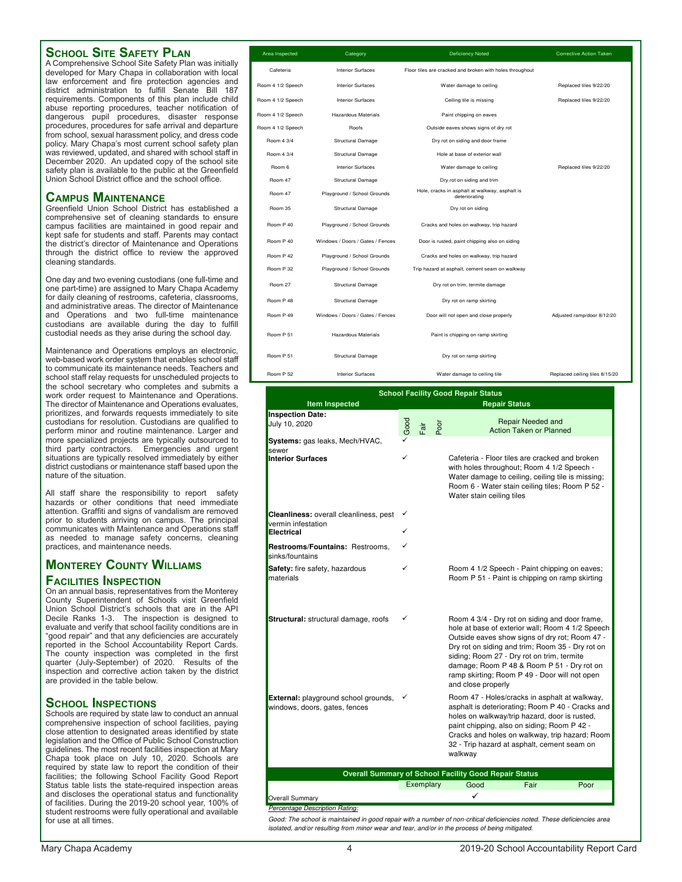## School Site Safety Plan

A Comprehensive School Site Safety Plan was initially developed for Mary Chapa in collaboration with local law enforcement and fire protection agencies and district administration to fulfill Senate Bill 187 requirements. Components of this plan include child abuse reporting procedures, teacher notification of dangerous pupil procedures, disaster response procedures, procedures for safe arrival and departure from school, sexual harassment policy, and dress code policy. Mary Chapa's most current school safety plan was reviewed, updated, and shared with school staff in December 2020. An updated copy of the school site safety plan is available to the public at the Greenfield Union School District office and the school office.

## Campus Maintenance

Greenfield Union School District has established a comprehensive set of cleaning standards to ensure campus facilities are maintained in good repair and kept safe for students and staff. Parents may contact the district's director of Maintenance and Operations through the district office to review the approved cleaning standards.

One day and two evening custodians (one full-time and one part-time) are assigned to Mary Chapa Academy for daily cleaning of restrooms, cafeteria, classrooms, and administrative areas. The director of Maintenance and Operations and two full-time maintenance custodians are available during the day to fulfill custodial needs as they arise during the school day.

Maintenance and Operations employs an electronic, web-based work order system that enables school staff to communicate its maintenance needs. Teachers and school staff relay requests for unscheduled projects to the school secretary who completes and submits a work order request to Maintenance and Operations. The director of Maintenance and Operations evaluates, prioritizes, and forwards requests immediately to site custodians for resolution. Custodians are qualified to perform minor and routine maintenance. Larger and more specialized projects are typically outsourced to third party contractors. Emergencies and urgent situations are typically resolved immediately by either district custodians or maintenance staff based upon the nature of the situation.

All staff share the responsibility to report safety hazards or other conditions that need immediate attention. Graffiti and signs of vandalism are removed prior to students arriving on campus. The principal communicates with Maintenance and Operations staff as needed to manage safety concerns, cleaning practices, and maintenance needs.

## Monterey County Williams Facilities Inspection

On an annual basis, representatives from the Monterey County Superintendent of Schools visit Greenfield Union School District's schools that are in the API Decile Ranks 1-3. The inspection is designed to evaluate and verify that school facility conditions are in "good repair" and that any deficiencies are accurately reported in the School Accountability Report Cards. The county inspection was completed in the first quarter (July-September) of 2020. Results of the inspection and corrective action taken by the district are provided in the table below.

| Area Inspected | Category | Deficiency Noted | Corrective Action Taken |
|---|---|---|---|
| Cafeteria | Interior Surfaces | Floor tiles are cracked and broken with holes throughout | |
| Room 4 1/2 Speech | Interior Surfaces | Water damage to ceiling | Replaced tiles 9/22/20 |
| Room 4 1/2 Speech | Interior Surfaces | Ceiling tile is missing | Replaced tiles 9/22/20 |
| Room 4 1/2 Speech | Hazardous Materials | Paint chipping on eaves | |
| Room 4 1/2 Speech | Roofs | Outside eaves shows signs of dry rot | |
| Room 4 3/4 | Structural Damage | Dry rot on siding and door frame | |
| Room 4 3/4 | Structural Damage | Hole at base of exterior wall | |
| Room 6 | Interior Surfaces | Water damage to ceiling | Replaced tiles 9/22/20 |
| Room 47 | Structural Damage | Dry rot on siding and trim | |
| Room 47 | Playground / School Grounds | Hole, cracks in asphalt at walkway, asphalt is deteriorating | |
| Room 35 | Structural Damage | Dry rot on siding | |
| Room P 40 | Playground / School Grounds | Cracks and holes on walkway, trip hazard | |
| Room P 40 | Windows / Doors / Gates / Fences | Door is rusted, paint chipping also on siding | |
| Room P 42 | Playground / School Grounds | Cracks and holes on walkway, trip hazard | |
| Room P 32 | Playground / School Grounds | Trip hazard at asphalt, cement seam on walkway | |
| Room 27 | Structural Damage | Dry rot on trim, termite damage | |
| Room P 48 | Structural Damage | Dry rot on ramp skirting | |
| Room P 49 | Windows / Doors / Gates / Fences | Door will not open and close properly | Adjusted ramp/door 8/12/20 |
| Room P 51 | Hazardous Materials | Paint is chipping on ramp skirting | |
| Room P 51 | Structural Damage | Dry rot on ramp skirting | |
| Room P 52 | Interior Surfaces | Water damage to ceiling tile | Replaced ceiling tiles 8/15/20 |

## School Inspections

Schools are required by state law to conduct an annual comprehensive inspection of school facilities, paying close attention to designated areas identified by state legislation and the Office of Public School Construction guidelines. The most recent facilities inspection at Mary Chapa took place on July 10, 2020. Schools are required by state law to report the condition of their facilities; the following School Facility Good Repair Status table lists the state-required inspection areas and discloses the operational status and functionality of facilities. During the 2019-20 school year, 100% of student restrooms were fully operational and available for use at all times.

| School Facility Good Repair Status | | | | |
|---|---|---|---|---|
| **Item Inspected** | **Repair Status** | | | |
| **Inspection Date:** July 10, 2020 | Good | Fair | Poor | Repair Needed and Action Taken or Planned |
| **Systems:** gas leaks, Mech/HVAC, sewer | ✓ | | | |
| **Interior Surfaces** | ✓ | | | Cafeteria - Floor tiles are cracked and broken with holes throughout; Room 4 1/2 Speech - Water damage to ceiling, ceiling tile is missing; Room 6 - Water stain ceiling tiles; Room P 52 - Water stain ceiling tiles |
| **Cleanliness:** overall cleanliness, pest vermin infestation | ✓ | | | |
| **Electrical** | ✓ | | | |
| **Restrooms/Fountains:** Restrooms, sinks/fountains | ✓ | | | |
| **Safety:** fire safety, hazardous materials | ✓ | | | Room 4 1/2 Speech - Paint chipping on eaves; Room P 51 - Paint is chipping on ramp skirting |
| **Structural:** structural damage, roofs | ✓ | | | Room 4 3/4 - Dry rot on siding and door frame, hole at base of exterior wall; Room 4 1/2 Speech Outside eaves show signs of dry rot; Room 47 - Dry rot on siding and trim; Room 35 - Dry rot on siding; Room 27 - Dry rot on trim, termite damage; Room P 48 & Room P 51 - Dry rot on ramp skirting; Room P 49 - Door will not open and close properly |
| **External:** playground school grounds, windows, doors, gates, fences | ✓ | | | Room 47 - Holes/cracks in asphalt at walkway, asphalt is deteriorating; Room P 40 - Cracks and holes on walkway/trip hazard, door is rusted, paint chipping, also on siding; Room P 42 - Cracks and holes on walkway, trip hazard; Room 32 - Trip hazard at asphalt, cement seam on walkway |

| Overall Summary of School Facility Good Repair Status | Exemplary | Good | Fair | Poor |
|---|---|---|---|---|
| Overall Summary | | ✓ | | |

*Percentage Description Rating:*

*Good: The school is maintained in good repair with a number of non-critical deficiencies noted. These deficiencies area isolated, and/or resulting from minor wear and tear, and/or in the process of being mitigated.*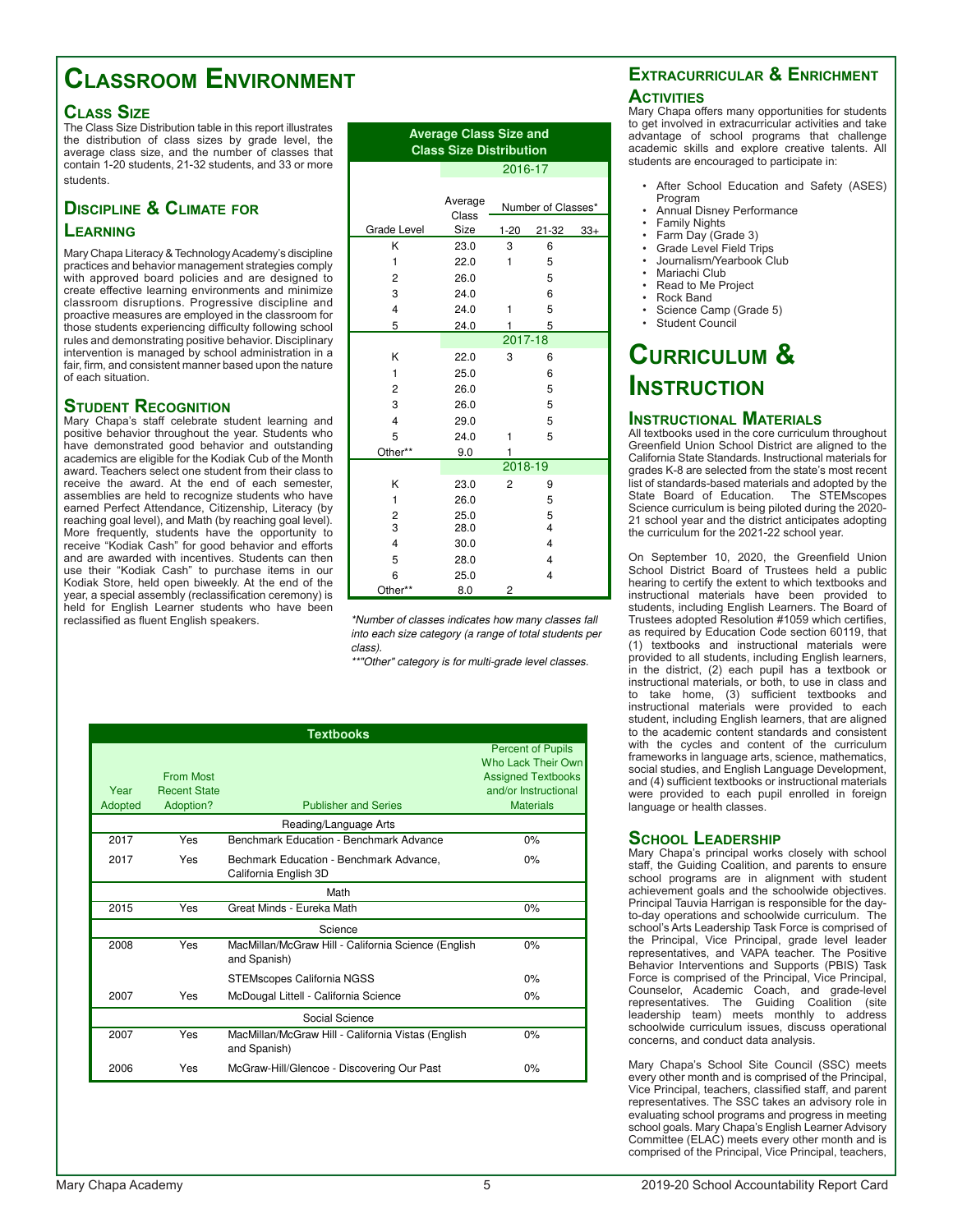# Classroom Environment

## Class Size

The Class Size Distribution table in this report illustrates the distribution of class sizes by grade level, the average class size, and the number of classes that contain 1-20 students, 21-32 students, and 33 or more students.

**Average Class Size and Class Size Distribution**

| Grade Level | Average Class Size | Number of Classes* 1-20 | 21-32 | 33+ |
|---|---|---|---|---|
| **2016-17** | | | | |
| K | 23.0 | 3 | 6 | |
| 1 | 22.0 | 1 | 5 | |
| 2 | 26.0 | | 5 | |
| 3 | 24.0 | | 6 | |
| 4 | 24.0 | 1 | 5 | |
| 5 | 24.0 | 1 | 5 | |
| **2017-18** | | | | |
| K | 22.0 | 3 | 6 | |
| 1 | 25.0 | | 6 | |
| 2 | 26.0 | | 5 | |
| 3 | 26.0 | | 5 | |
| 4 | 29.0 | | 5 | |
| 5 | 24.0 | 1 | 5 | |
| Other** | 9.0 | 1 | | |
| **2018-19** | | | | |
| K | 23.0 | 2 | 9 | |
| 1 | 26.0 | | 5 | |
| 2 | 25.0 | | 5 | |
| 3 | 28.0 | | 4 | |
| 4 | 30.0 | | 4 | |
| 5 | 28.0 | | 4 | |
| 6 | 25.0 | | 4 | |
| Other** | 8.0 | 2 | | |

*\*Number of classes indicates how many classes fall into each size category (a range of total students per class).*

*\*\*"Other" category is for multi-grade level classes.*

## Discipline & Climate for Learning

Mary Chapa Literacy & Technology Academy's discipline practices and behavior management strategies comply with approved board policies and are designed to create effective learning environments and minimize classroom disruptions. Progressive discipline and proactive measures are employed in the classroom for those students experiencing difficulty following school rules and demonstrating positive behavior. Disciplinary intervention is managed by school administration in a fair, firm, and consistent manner based upon the nature of each situation.

## Student Recognition

Mary Chapa's staff celebrate student learning and positive behavior throughout the year. Students who have demonstrated good behavior and outstanding academics are eligible for the Kodiak Cub of the Month award. Teachers select one student from their class to receive the award. At the end of each semester, assemblies are held to recognize students who have earned Perfect Attendance, Citizenship, Literacy (by reaching goal level), and Math (by reaching goal level). More frequently, students have the opportunity to receive "Kodiak Cash" for good behavior and efforts and are awarded with incentives. Students can then use their "Kodiak Cash" to purchase items in our Kodiak Store, held open biweekly. At the end of the year, a special assembly (reclassification ceremony) is held for English Learner students who have been reclassified as fluent English speakers.

**Textbooks**

| Year Adopted | From Most Recent State Adoption? | Publisher and Series | Percent of Pupils Who Lack Their Own Assigned Textbooks and/or Instructional Materials |
|---|---|---|---|
| **Reading/Language Arts** | | | |
| 2017 | Yes | Benchmark Education - Benchmark Advance | 0% |
| 2017 | Yes | Bechmark Education - Benchmark Advance, California English 3D | 0% |
| **Math** | | | |
| 2015 | Yes | Great Minds - Eureka Math | 0% |
| **Science** | | | |
| 2008 | Yes | MacMillan/McGraw Hill - California Science (English and Spanish) | 0% |
| | | STEMscopes California NGSS | 0% |
| 2007 | Yes | McDougal Littell - California Science | 0% |
| **Social Science** | | | |
| 2007 | Yes | MacMillan/McGraw Hill - California Vistas (English and Spanish) | 0% |
| 2006 | Yes | McGraw-Hill/Glencoe - Discovering Our Past | 0% |

## Extracurricular & Enrichment Activities

Mary Chapa offers many opportunities for students to get involved in extracurricular activities and take advantage of school programs that challenge academic skills and explore creative talents. All students are encouraged to participate in:

- After School Education and Safety (ASES) Program
- Annual Disney Performance
- Family Nights
- Farm Day (Grade 3)
- Grade Level Field Trips
- Journalism/Yearbook Club
- Mariachi Club
- Read to Me Project
- Rock Band
- Science Camp (Grade 5)
- Student Council

# Curriculum & Instruction

## Instructional Materials

All textbooks used in the core curriculum throughout Greenfield Union School District are aligned to the California State Standards. Instructional materials for grades K-8 are selected from the state's most recent list of standards-based materials and adopted by the State Board of Education. The STEMscopes Science curriculum is being piloted during the 2020-21 school year and the district anticipates adopting the curriculum for the 2021-22 school year.

On September 10, 2020, the Greenfield Union School District Board of Trustees held a public hearing to certify the extent to which textbooks and instructional materials have been provided to students, including English Learners. The Board of Trustees adopted Resolution #1059 which certifies, as required by Education Code section 60119, that (1) textbooks and instructional materials were provided to all students, including English learners, in the district, (2) each pupil has a textbook or instructional materials, or both, to use in class and to take home, (3) sufficient textbooks and instructional materials were provided to each student, including English learners, that are aligned to the academic content standards and consistent with the cycles and content of the curriculum frameworks in language arts, science, mathematics, social studies, and English Language Development, and (4) sufficient textbooks or instructional materials were provided to each pupil enrolled in foreign language or health classes.

## School Leadership

Mary Chapa's principal works closely with school staff, the Guiding Coalition, and parents to ensure school programs are in alignment with student achievement goals and the schoolwide objectives. Principal Tauvia Harrigan is responsible for the day-to-day operations and schoolwide curriculum. The school's Arts Leadership Task Force is comprised of the Principal, Vice Principal, grade level leader representatives, and VAPA teacher. The Positive Behavior Interventions and Supports (PBIS) Task Force is comprised of the Principal, Vice Principal, Counselor, Academic Coach, and grade-level representatives. The Guiding Coalition (site leadership team) meets monthly to address schoolwide curriculum issues, discuss operational concerns, and conduct data analysis.

Mary Chapa's School Site Council (SSC) meets every other month and is comprised of the Principal, Vice Principal, teachers, classified staff, and parent representatives. The SSC takes an advisory role in evaluating school programs and progress in meeting school goals. Mary Chapa's English Learner Advisory Committee (ELAC) meets every other month and is comprised of the Principal, Vice Principal, teachers,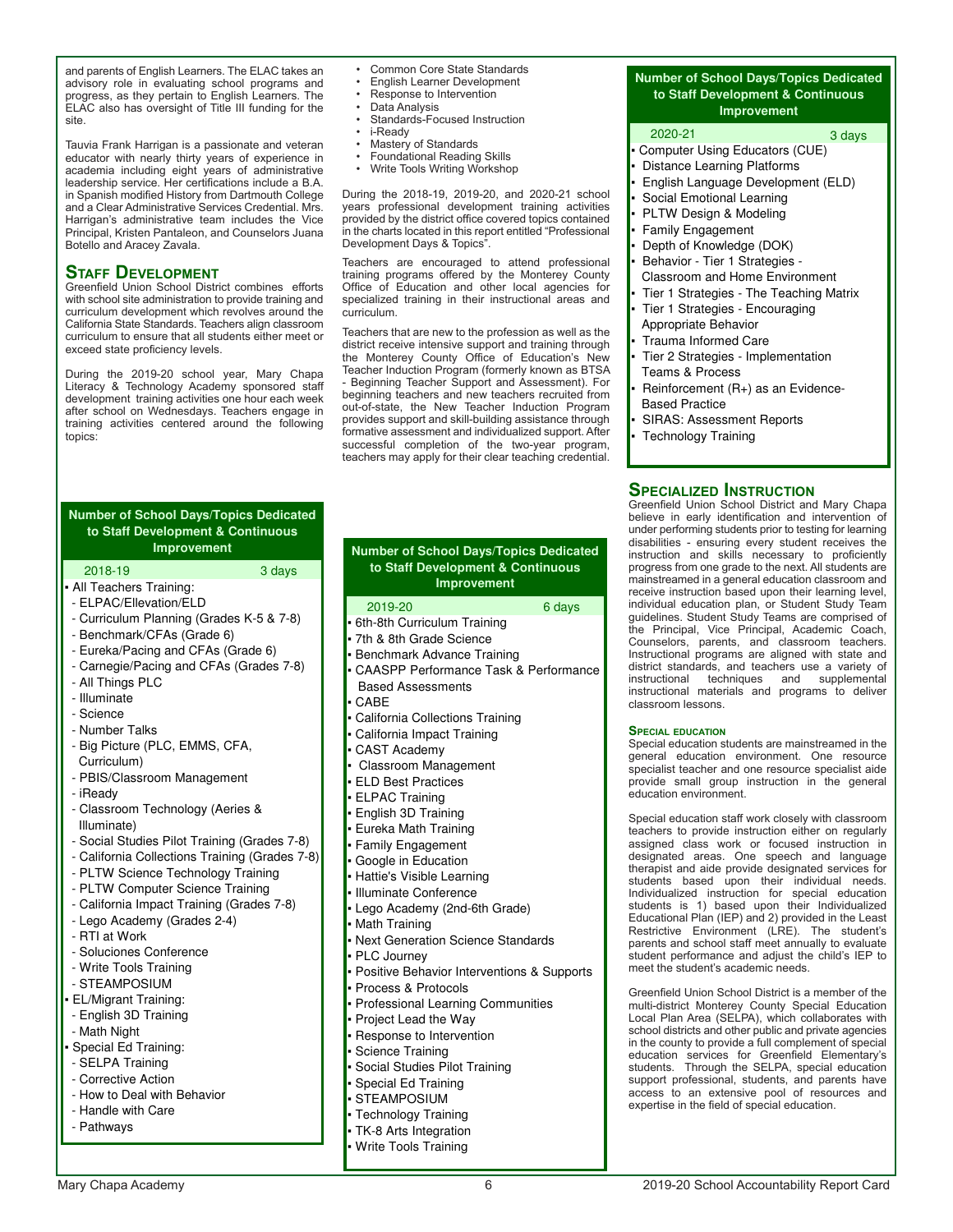and parents of English Learners. The ELAC takes an advisory role in evaluating school programs and progress, as they pertain to English Learners. The ELAC also has oversight of Title III funding for the site.

Tauvia Frank Harrigan is a passionate and veteran educator with nearly thirty years of experience in academia including eight years of administrative leadership service. Her certifications include a B.A. in Spanish modified History from Dartmouth College and a Clear Administrative Services Credential. Mrs. Harrigan's administrative team includes the Vice Principal, Kristen Pantaleon, and Counselors Juana Botello and Aracey Zavala.

## Staff Development

Greenfield Union School District combines efforts with school site administration to provide training and curriculum development which revolves around the California State Standards. Teachers align classroom curriculum to ensure that all students either meet or exceed state proficiency levels.

During the 2019-20 school year, Mary Chapa Literacy & Technology Academy sponsored staff development training activities one hour each week after school on Wednesdays. Teachers engage in training activities centered around the following topics:

- Common Core State Standards
- English Learner Development
- Response to Intervention
- Data Analysis
- Standards-Focused Instruction
- i-Ready
- Mastery of Standards
- Foundational Reading Skills
- Write Tools Writing Workshop

During the 2018-19, 2019-20, and 2020-21 school years professional development training activities provided by the district office covered topics contained in the charts located in this report entitled "Professional Development Days & Topics".

Teachers are encouraged to attend professional training programs offered by the Monterey County Office of Education and other local agencies for specialized training in their instructional areas and curriculum.

Teachers that are new to the profession as well as the district receive intensive support and training through the Monterey County Office of Education's New Teacher Induction Program (formerly known as BTSA - Beginning Teacher Support and Assessment). For beginning teachers and new teachers recruited from out-of-state, the New Teacher Induction Program provides support and skill-building assistance through formative assessment and individualized support. After successful completion of the two-year program, teachers may apply for their clear teaching credential.

**Number of School Days/Topics Dedicated to Staff Development & Continuous Improvement**

**2018-19 — 3 days**

- All Teachers Training:
  - ELPAC/Ellevation/ELD
  - Curriculum Planning (Grades K-5 & 7-8)
  - Benchmark/CFAs (Grade 6)
  - Eureka/Pacing and CFAs (Grade 6)
  - Carnegie/Pacing and CFAs (Grades 7-8)
  - All Things PLC
  - Illuminate
  - Science
  - Number Talks
  - Big Picture (PLC, EMMS, CFA, Curriculum)
  - PBIS/Classroom Management
  - iReady
  - Classroom Technology (Aeries & Illuminate)
  - Social Studies Pilot Training (Grades 7-8)
  - California Collections Training (Grades 7-8)
  - PLTW Science Technology Training
  - PLTW Computer Science Training
  - California Impact Training (Grades 7-8)
  - Lego Academy (Grades 2-4)
  - RTI at Work
  - Soluciones Conference
  - Write Tools Training
  - STEAMPOSIUM
- EL/Migrant Training:
  - English 3D Training
  - Math Night
- Special Ed Training:
  - SELPA Training
  - Corrective Action
  - How to Deal with Behavior
  - Handle with Care
  - Pathways

**Number of School Days/Topics Dedicated to Staff Development & Continuous Improvement**

**2019-20 — 6 days**

- 6th-8th Curriculum Training
- 7th & 8th Grade Science
- Benchmark Advance Training
- CAASPP Performance Task & Performance Based Assessments
- CABE
- California Collections Training
- California Impact Training
- CAST Academy
- Classroom Management
- ELD Best Practices
- ELPAC Training
- English 3D Training
- Eureka Math Training
- Family Engagement
- Google in Education
- Hattie's Visible Learning
- Illuminate Conference
- Lego Academy (2nd-6th Grade)
- Math Training
- Next Generation Science Standards
- PLC Journey
- Positive Behavior Interventions & Supports
- Process & Protocols
- Professional Learning Communities
- Project Lead the Way
- Response to Intervention
- Science Training
- Social Studies Pilot Training
- Special Ed Training
- STEAMPOSIUM
- Technology Training
- TK-8 Arts Integration
- Write Tools Training

**Number of School Days/Topics Dedicated to Staff Development & Continuous Improvement**

**2020-21 — 3 days**

- Computer Using Educators (CUE)
- Distance Learning Platforms
- English Language Development (ELD)
- Social Emotional Learning
- PLTW Design & Modeling
- Family Engagement
- Depth of Knowledge (DOK)
- Behavior - Tier 1 Strategies - Classroom and Home Environment
- Tier 1 Strategies - The Teaching Matrix
- Tier 1 Strategies - Encouraging Appropriate Behavior
- Trauma Informed Care
- Tier 2 Strategies - Implementation Teams & Process
- Reinforcement (R+) as an Evidence-Based Practice
- SIRAS: Assessment Reports
- Technology Training

## Specialized Instruction

Greenfield Union School District and Mary Chapa believe in early identification and intervention of under performing students prior to testing for learning disabilities - ensuring every student receives the instruction and skills necessary to proficiently progress from one grade to the next. All students are mainstreamed in a general education classroom and receive instruction based upon their learning level, individual education plan, or Student Study Team guidelines. Student Study Teams are comprised of the Principal, Vice Principal, Academic Coach, Counselors, parents, and classroom teachers. Instructional programs are aligned with state and district standards, and teachers use a variety of instructional techniques and supplemental instructional materials and programs to deliver classroom lessons.

### Special education

Special education students are mainstreamed in the general education environment. One resource specialist teacher and one resource specialist aide provide small group instruction in the general education environment.

Special education staff work closely with classroom teachers to provide instruction either on regularly assigned class work or focused instruction in designated areas. One speech and language therapist and aide provide designated services for students based upon their individual needs. Individualized instruction for special education students is 1) based upon their Individualized Educational Plan (IEP) and 2) provided in the Least Restrictive Environment (LRE). The student's parents and school staff meet annually to evaluate student performance and adjust the child's IEP to meet the student's academic needs.

Greenfield Union School District is a member of the multi-district Monterey County Special Education Local Plan Area (SELPA), which collaborates with school districts and other public and private agencies in the county to provide a full complement of special education services for Greenfield Elementary's students. Through the SELPA, special education support professional, students, and parents have access to an extensive pool of resources and expertise in the field of special education.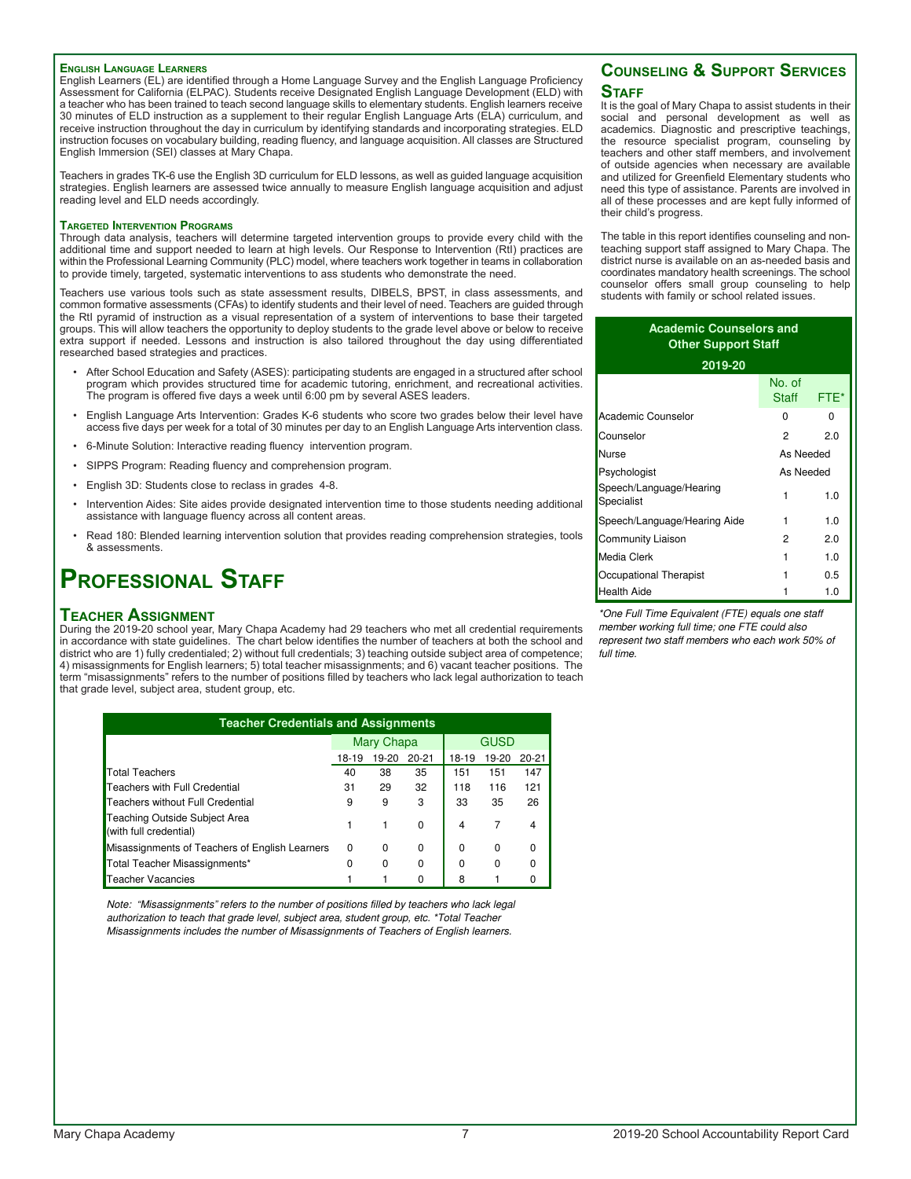### English Language Learners

English Learners (EL) are identified through a Home Language Survey and the English Language Proficiency Assessment for California (ELPAC). Students receive Designated English Language Development (ELD) with a teacher who has been trained to teach second language skills to elementary students. English learners receive 30 minutes of ELD instruction as a supplement to their regular English Language Arts (ELA) curriculum, and receive instruction throughout the day in curriculum by identifying standards and incorporating strategies. ELD instruction focuses on vocabulary building, reading fluency, and language acquisition. All classes are Structured English Immersion (SEI) classes at Mary Chapa.

Teachers in grades TK-6 use the English 3D curriculum for ELD lessons, as well as guided language acquisition strategies. English learners are assessed twice annually to measure English language acquisition and adjust reading level and ELD needs accordingly.

### Targeted Intervention Programs

Through data analysis, teachers will determine targeted intervention groups to provide every child with the additional time and support needed to learn at high levels. Our Response to Intervention (RtI) practices are within the Professional Learning Community (PLC) model, where teachers work together in teams in collaboration to provide timely, targeted, systematic interventions to ass students who demonstrate the need.

Teachers use various tools such as state assessment results, DIBELS, BPST, in class assessments, and common formative assessments (CFAs) to identify students and their level of need. Teachers are guided through the RtI pyramid of instruction as a visual representation of a system of interventions to base their targeted groups. This will allow teachers the opportunity to deploy students to the grade level above or below to receive extra support if needed. Lessons and instruction is also tailored throughout the day using differentiated researched based strategies and practices.

- After School Education and Safety (ASES): participating students are engaged in a structured after school program which provides structured time for academic tutoring, enrichment, and recreational activities. The program is offered five days a week until 6:00 pm by several ASES leaders.
- English Language Arts Intervention: Grades K-6 students who score two grades below their level have access five days per week for a total of 30 minutes per day to an English Language Arts intervention class.
- 6-Minute Solution: Interactive reading fluency intervention program.
- SIPPS Program: Reading fluency and comprehension program.
- English 3D: Students close to reclass in grades 4-8.
- Intervention Aides: Site aides provide designated intervention time to those students needing additional assistance with language fluency across all content areas.
- Read 180: Blended learning intervention solution that provides reading comprehension strategies, tools & assessments.

# Professional Staff

## Teacher Assignment

During the 2019-20 school year, Mary Chapa Academy had 29 teachers who met all credential requirements in accordance with state guidelines. The chart below identifies the number of teachers at both the school and district who are 1) fully credentialed; 2) without full credentials; 3) teaching outside subject area of competence; 4) misassignments for English learners; 5) total teacher misassignments; and 6) vacant teacher positions. The term "misassignments" refers to the number of positions filled by teachers who lack legal authorization to teach that grade level, subject area, student group, etc.

**Teacher Credentials and Assignments**

| | Mary Chapa | | | GUSD | | |
|---|---|---|---|---|---|---|
| | 18-19 | 19-20 | 20-21 | 18-19 | 19-20 | 20-21 |
| Total Teachers | 40 | 38 | 35 | 151 | 151 | 147 |
| Teachers with Full Credential | 31 | 29 | 32 | 118 | 116 | 121 |
| Teachers without Full Credential | 9 | 9 | 3 | 33 | 35 | 26 |
| Teaching Outside Subject Area (with full credential) | 1 | 1 | 0 | 4 | 7 | 4 |
| Misassignments of Teachers of English Learners | 0 | 0 | 0 | 0 | 0 | 0 |
| Total Teacher Misassignments* | 0 | 0 | 0 | 0 | 0 | 0 |
| Teacher Vacancies | 1 | 1 | 0 | 8 | 1 | 0 |

*Note: "Misassignments" refers to the number of positions filled by teachers who lack legal authorization to teach that grade level, subject area, student group, etc. \*Total Teacher Misassignments includes the number of Misassignments of Teachers of English learners.*

## Counseling & Support Services Staff

It is the goal of Mary Chapa to assist students in their social and personal development as well as academics. Diagnostic and prescriptive teachings, the resource specialist program, counseling by teachers and other staff members, and involvement of outside agencies when necessary are available and utilized for Greenfield Elementary students who need this type of assistance. Parents are involved in all of these processes and are kept fully informed of their child's progress.

The table in this report identifies counseling and non-teaching support staff assigned to Mary Chapa. The district nurse is available on an as-needed basis and coordinates mandatory health screenings. The school counselor offers small group counseling to help students with family or school related issues.

**Academic Counselors and Other Support Staff**

**2019-20**

| | No. of Staff | FTE* |
|---|---|---|
| Academic Counselor | 0 | 0 |
| Counselor | 2 | 2.0 |
| Nurse | As Needed | |
| Psychologist | As Needed | |
| Speech/Language/Hearing Specialist | 1 | 1.0 |
| Speech/Language/Hearing Aide | 1 | 1.0 |
| Community Liaison | 2 | 2.0 |
| Media Clerk | 1 | 1.0 |
| Occupational Therapist | 1 | 0.5 |
| Health Aide | 1 | 1.0 |

*\*One Full Time Equivalent (FTE) equals one staff member working full time; one FTE could also represent two staff members who each work 50% of full time.*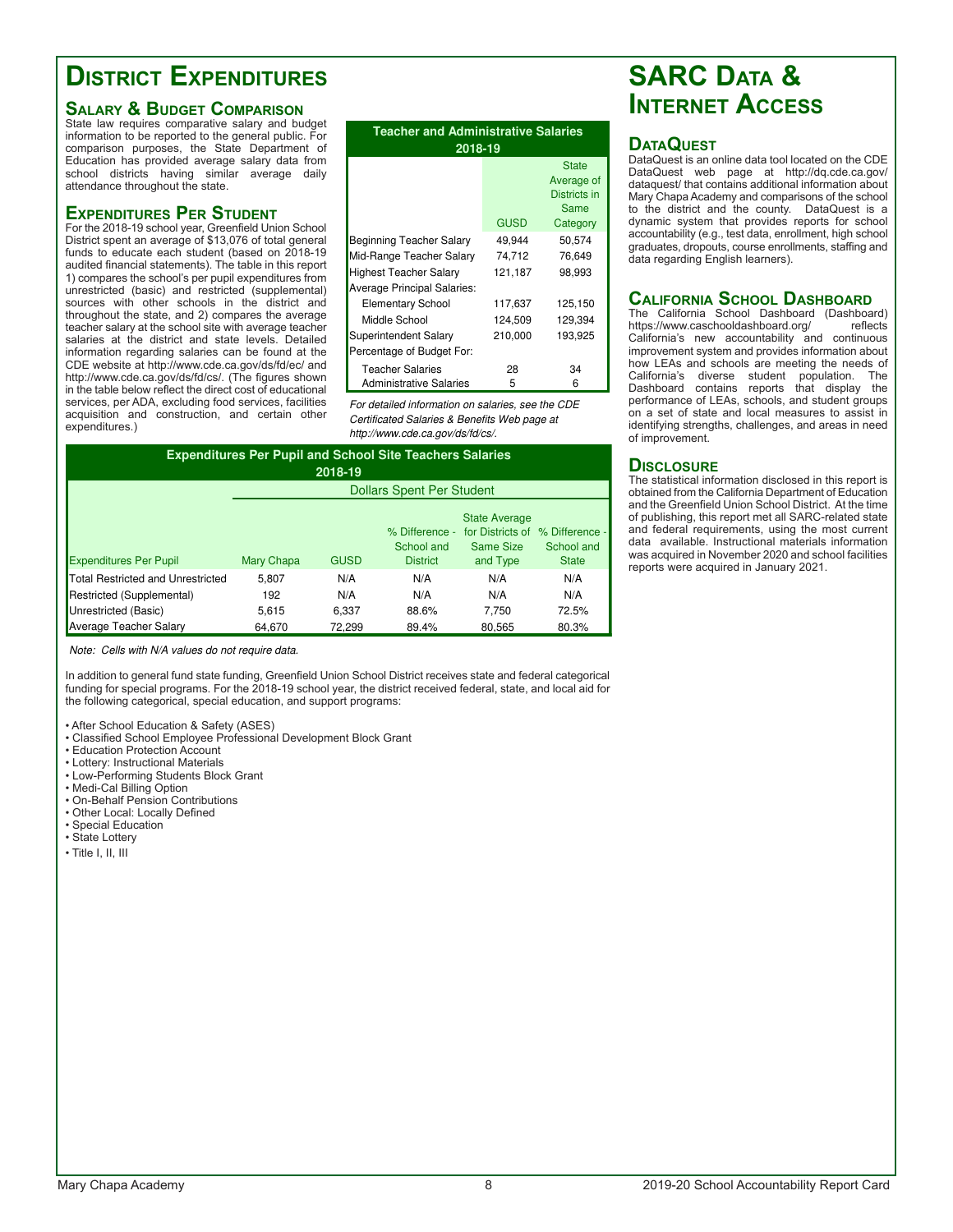# District Expenditures

## Salary & Budget Comparison

State law requires comparative salary and budget information to be reported to the general public. For comparison purposes, the State Department of Education has provided average salary data from school districts having similar average daily attendance throughout the state.

## Expenditures Per Student

For the 2018-19 school year, Greenfield Union School District spent an average of $13,076 of total general funds to educate each student (based on 2018-19 audited financial statements). The table in this report 1) compares the school's per pupil expenditures from unrestricted (basic) and restricted (supplemental) sources with other schools in the district and throughout the state, and 2) compares the average teacher salary at the school site with average teacher salaries at the district and state levels. Detailed information regarding salaries can be found at the CDE website at http://www.cde.ca.gov/ds/fd/ec/ and http://www.cde.ca.gov/ds/fd/cs/. (The figures shown in the table below reflect the direct cost of educational services, per ADA, excluding food services, facilities acquisition and construction, and certain other expenditures.)

**Teacher and Administrative Salaries 2018-19**

| | GUSD | State Average of Districts in Same Category |
|---|---|---|
| Beginning Teacher Salary | 49,944 | 50,574 |
| Mid-Range Teacher Salary | 74,712 | 76,649 |
| Highest Teacher Salary | 121,187 | 98,993 |
| Average Principal Salaries: | | |
| Elementary School | 117,637 | 125,150 |
| Middle School | 124,509 | 129,394 |
| Superintendent Salary | 210,000 | 193,925 |
| Percentage of Budget For: | | |
| Teacher Salaries | 28 | 34 |
| Administrative Salaries | 5 | 6 |

*For detailed information on salaries, see the CDE Certificated Salaries & Benefits Web page at http://www.cde.ca.gov/ds/fd/cs/.*

**Expenditures Per Pupil and School Site Teachers Salaries 2018-19**

| | Dollars Spent Per Student | | | | |
|---|---|---|---|---|---|
| Expenditures Per Pupil | Mary Chapa | GUSD | % Difference - School and District | State Average for Districts of Same Size and Type | % Difference - School and State |
| Total Restricted and Unrestricted | 5,807 | N/A | N/A | N/A | N/A |
| Restricted (Supplemental) | 192 | N/A | N/A | N/A | N/A |
| Unrestricted (Basic) | 5,615 | 6,337 | 88.6% | 7,750 | 72.5% |
| Average Teacher Salary | 64,670 | 72,299 | 89.4% | 80,565 | 80.3% |

*Note: Cells with N/A values do not require data.*

In addition to general fund state funding, Greenfield Union School District receives state and federal categorical funding for special programs. For the 2018-19 school year, the district received federal, state, and local aid for the following categorical, special education, and support programs:

- After School Education & Safety (ASES)
- Classified School Employee Professional Development Block Grant
- Education Protection Account
- Lottery: Instructional Materials
- Low-Performing Students Block Grant
- Medi-Cal Billing Option
- On-Behalf Pension Contributions
- Other Local: Locally Defined
- Special Education
- State Lottery
- Title I, II, III

# SARC Data & Internet Access

## DataQuest

DataQuest is an online data tool located on the CDE DataQuest web page at http://dq.cde.ca.gov/dataquest/ that contains additional information about Mary Chapa Academy and comparisons of the school to the district and the county. DataQuest is a dynamic system that provides reports for school accountability (e.g., test data, enrollment, high school graduates, dropouts, course enrollments, staffing and data regarding English learners).

## California School Dashboard

The California School Dashboard (Dashboard) https://www.caschooldashboard.org/ reflects California's new accountability and continuous improvement system and provides information about how LEAs and schools are meeting the needs of California's diverse student population. The Dashboard contains reports that display the performance of LEAs, schools, and student groups on a set of state and local measures to assist in identifying strengths, challenges, and areas in need of improvement.

## Disclosure

The statistical information disclosed in this report is obtained from the California Department of Education and the Greenfield Union School District. At the time of publishing, this report met all SARC-related state and federal requirements, using the most current data available. Instructional materials information was acquired in November 2020 and school facilities reports were acquired in January 2021.